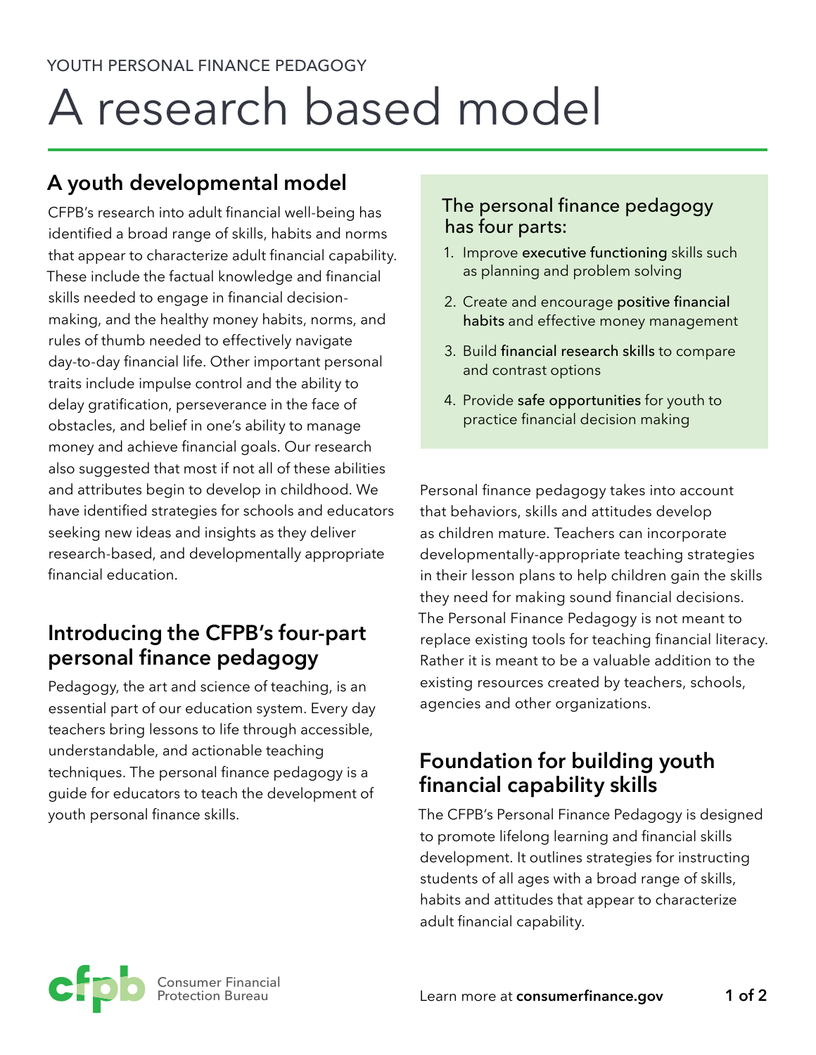YOUTH PERSONAL FINANCE PEDAGOGY

# A research based model

## A youth developmental model

CFPB's research into adult financial well-being has identified a broad range of skills, habits and norms that appear to characterize adult financial capability. These include the factual knowledge and financial skills needed to engage in financial decision-making, and the healthy money habits, norms, and rules of thumb needed to effectively navigate day-to-day financial life. Other important personal traits include impulse control and the ability to delay gratification, perseverance in the face of obstacles, and belief in one's ability to manage money and achieve financial goals. Our research also suggested that most if not all of these abilities and attributes begin to develop in childhood. We have identified strategies for schools and educators seeking new ideas and insights as they deliver research-based, and developmentally appropriate financial education.

## Introducing the CFPB's four-part personal finance pedagogy

Pedagogy, the art and science of teaching, is an essential part of our education system. Every day teachers bring lessons to life through accessible, understandable, and actionable teaching techniques. The personal finance pedagogy is a guide for educators to teach the development of youth personal finance skills.

### The personal finance pedagogy has four parts:

1. Improve **executive functioning** skills such as planning and problem solving
2. Create and encourage **positive financial habits** and effective money management
3. Build **financial research skills** to compare and contrast options
4. Provide **safe opportunities** for youth to practice financial decision making

Personal finance pedagogy takes into account that behaviors, skills and attitudes develop as children mature. Teachers can incorporate developmentally-appropriate teaching strategies in their lesson plans to help children gain the skills they need for making sound financial decisions. The Personal Finance Pedagogy is not meant to replace existing tools for teaching financial literacy. Rather it is meant to be a valuable addition to the existing resources created by teachers, schools, agencies and other organizations.

## Foundation for building youth financial capability skills

The CFPB's Personal Finance Pedagogy is designed to promote lifelong learning and financial skills development. It outlines strategies for instructing students of all ages with a broad range of skills, habits and attitudes that appear to characterize adult financial capability.

Consumer Financial Protection Bureau

Learn more at **consumerfinance.gov**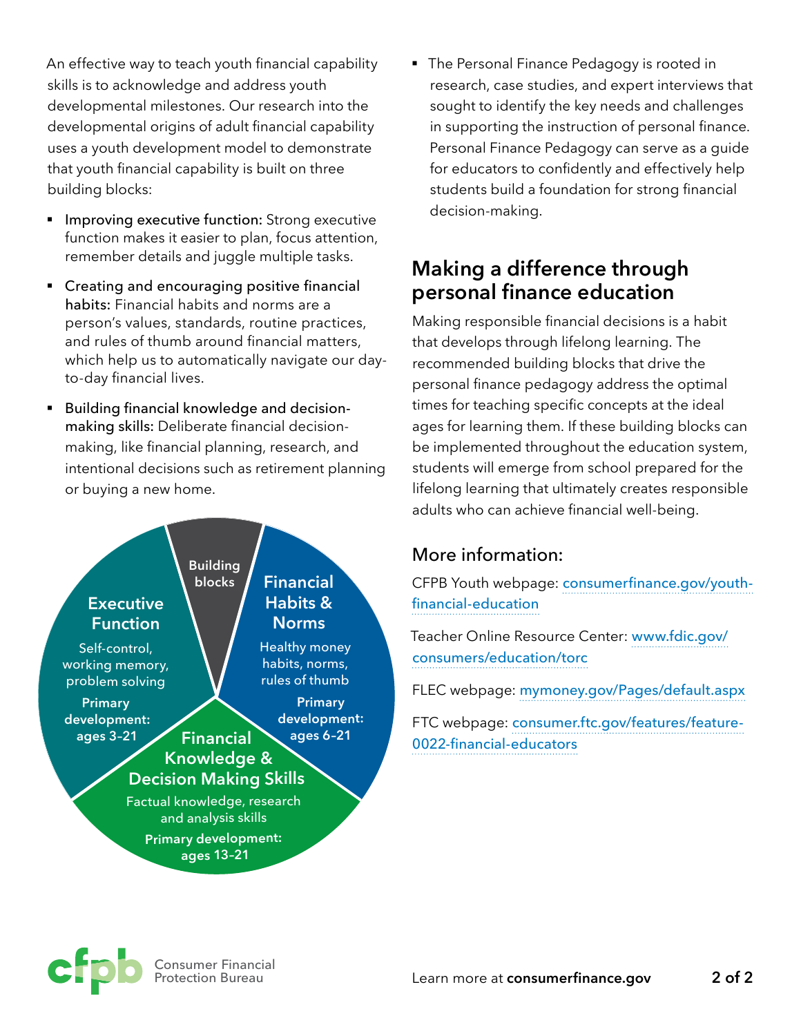An effective way to teach youth financial capability skills is to acknowledge and address youth developmental milestones. Our research into the developmental origins of adult financial capability uses a youth development model to demonstrate that youth financial capability is built on three building blocks:

- Improving executive function: Strong executive function makes it easier to plan, focus attention, remember details and juggle multiple tasks.
- Creating and encouraging positive financial habits: Financial habits and norms are a person's values, standards, routine practices, and rules of thumb around financial matters, which help us to automatically navigate our day-to-day financial lives.
- Building financial knowledge and decision-making skills: Deliberate financial decision-making, like financial planning, research, and intentional decisions such as retirement planning or buying a new home.

Building blocks

Executive Function
Self-control, working memory, problem solving
Primary development: ages 3–21

Financial Habits & Norms
Healthy money habits, norms, rules of thumb
Primary development: ages 6–21

Financial Knowledge & Decision Making Skills
Factual knowledge, research and analysis skills
Primary development: ages 13–21

- The Personal Finance Pedagogy is rooted in research, case studies, and expert interviews that sought to identify the key needs and challenges in supporting the instruction of personal finance. Personal Finance Pedagogy can serve as a guide for educators to confidently and effectively help students build a foundation for strong financial decision-making.

## Making a difference through personal finance education

Making responsible financial decisions is a habit that develops through lifelong learning. The recommended building blocks that drive the personal finance pedagogy address the optimal times for teaching specific concepts at the ideal ages for learning them. If these building blocks can be implemented throughout the education system, students will emerge from school prepared for the lifelong learning that ultimately creates responsible adults who can achieve financial well-being.

### More information:

CFPB Youth webpage: consumerfinance.gov/youth-financial-education

Teacher Online Resource Center: www.fdic.gov/consumers/education/torc

FLEC webpage: mymoney.gov/Pages/default.aspx

FTC webpage: consumer.ftc.gov/features/feature-0022-financial-educators

Learn more at **consumerfinance.gov**